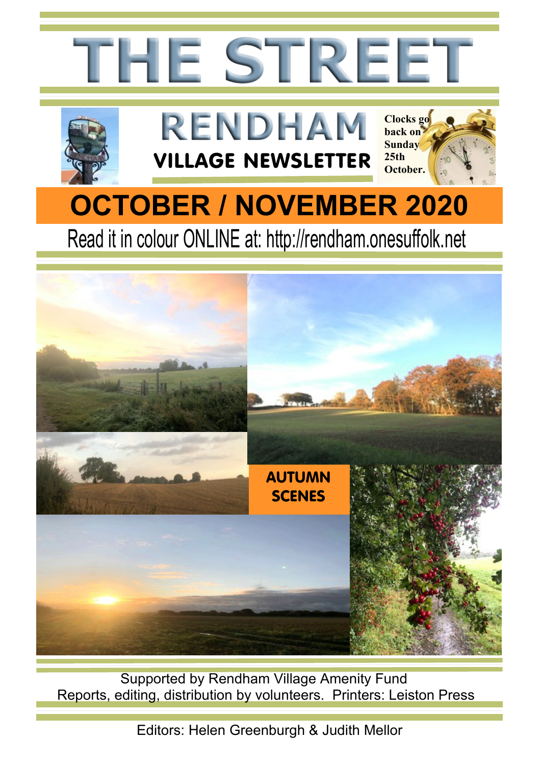# THE STREET

## RENDHAM

### VILLAGE NEWSLETTER

Clocks go back on Sunday 25th October.

## OCTOBER / NOVEMBER 2020

Read it in colour ONLINE at: http://rendham.onesuffolk.net

**AUTUMN SCENES**

Supported by Rendham Village Amenity Fund
Reports, editing, distribution by volunteers. Printers: Leiston Press

Editors: Helen Greenburgh & Judith Mellor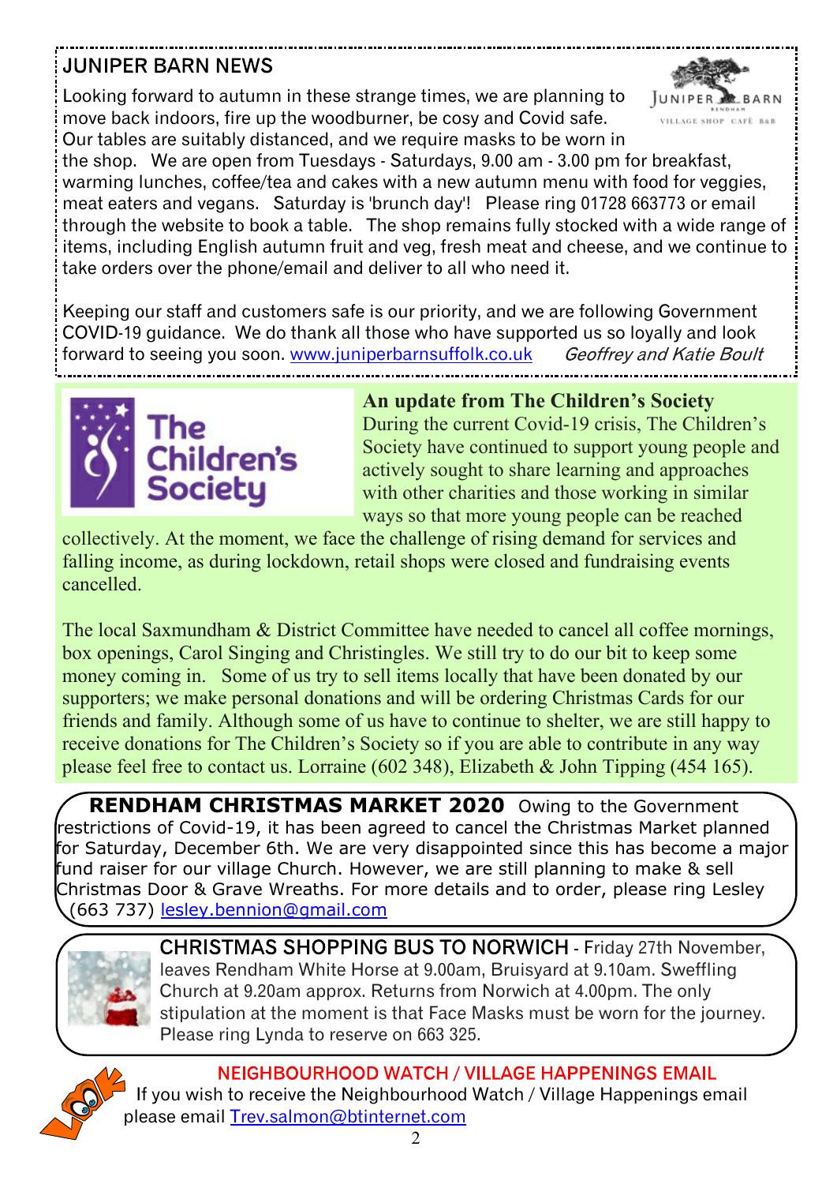## JUNIPER BARN NEWS

Looking forward to autumn in these strange times, we are planning to move back indoors, fire up the woodburner, be cosy and Covid safe. Our tables are suitably distanced, and we require masks to be worn in the shop. We are open from Tuesdays - Saturdays, 9.00 am - 3.00 pm for breakfast, warming lunches, coffee/tea and cakes with a new autumn menu with food for veggies, meat eaters and vegans. Saturday is 'brunch day'! Please ring 01728 663773 or email through the website to book a table. The shop remains fully stocked with a wide range of items, including English autumn fruit and veg, fresh meat and cheese, and we continue to take orders over the phone/email and deliver to all who need it.

Keeping our staff and customers safe is our priority, and we are following Government COVID-19 guidance. We do thank all those who have supported us so loyally and look forward to seeing you soon. www.juniperbarnsuffolk.co.uk *Geoffrey and Katie Boult*

## An update from The Children's Society

During the current Covid-19 crisis, The Children's Society have continued to support young people and actively sought to share learning and approaches with other charities and those working in similar ways so that more young people can be reached collectively. At the moment, we face the challenge of rising demand for services and falling income, as during lockdown, retail shops were closed and fundraising events cancelled.

The local Saxmundham & District Committee have needed to cancel all coffee mornings, box openings, Carol Singing and Christingles. We still try to do our bit to keep some money coming in. Some of us try to sell items locally that have been donated by our supporters; we make personal donations and will be ordering Christmas Cards for our friends and family. Although some of us have to continue to shelter, we are still happy to receive donations for The Children's Society so if you are able to contribute in any way please feel free to contact us. Lorraine (602 348), Elizabeth & John Tipping (454 165).

**RENDHAM CHRISTMAS MARKET 2020** Owing to the Government restrictions of Covid-19, it has been agreed to cancel the Christmas Market planned for Saturday, December 6th. We are very disappointed since this has become a major fund raiser for our village Church. However, we are still planning to make & sell Christmas Door & Grave Wreaths. For more details and to order, please ring Lesley (663 737) lesley.bennion@gmail.com

**CHRISTMAS SHOPPING BUS TO NORWICH** - Friday 27th November, leaves Rendham White Horse at 9.00am, Bruisyard at 9.10am. Sweffling Church at 9.20am approx. Returns from Norwich at 4.00pm. The only stipulation at the moment is that Face Masks must be worn for the journey. Please ring Lynda to reserve on 663 325.

## NEIGHBOURHOOD WATCH / VILLAGE HAPPENINGS EMAIL

If you wish to receive the Neighbourhood Watch / Village Happenings email please email Trev.salmon@btinternet.com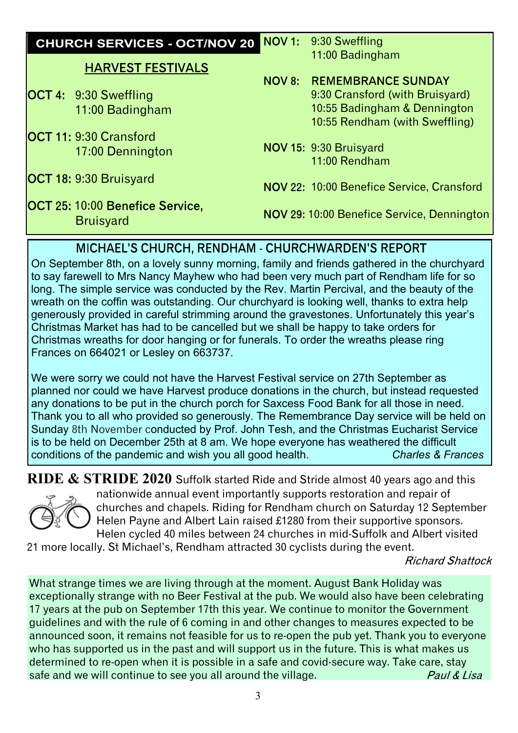## CHURCH SERVICES - OCT/NOV 20

### HARVEST FESTIVALS

**OCT 4:** 9:30 Sweffling
11:00 Badingham

**OCT 11:** 9:30 Cransford
17:00 Dennington

**OCT 18:** 9:30 Bruisyard

**OCT 25:** 10:00 **Benefice Service,** Bruisyard

**NOV 1:** 9:30 Sweffling
11:00 Badingham

**NOV 8:** **REMEMBRANCE SUNDAY**
9:30 Cransford (with Bruisyard)
10:55 Badingham & Dennington
10:55 Rendham (with Sweffling)

**NOV 15:** 9:30 Bruisyard
11:00 Rendham

**NOV 22:** 10:00 Benefice Service, Cransford

**NOV 29:** 10:00 Benefice Service, Dennington

## MICHAEL'S CHURCH, RENDHAM - CHURCHWARDEN'S REPORT

On September 8th, on a lovely sunny morning, family and friends gathered in the churchyard to say farewell to Mrs Nancy Mayhew who had been very much part of Rendham life for so long. The simple service was conducted by the Rev. Martin Percival, and the beauty of the wreath on the coffin was outstanding. Our churchyard is looking well, thanks to extra help generously provided in careful strimming around the gravestones. Unfortunately this year's Christmas Market has had to be cancelled but we shall be happy to take orders for Christmas wreaths for door hanging or for funerals. To order the wreaths please ring Frances on 664021 or Lesley on 663737.

We were sorry we could not have the Harvest Festival service on 27th September as planned nor could we have Harvest produce donations in the church, but instead requested any donations to be put in the church porch for Saxcess Food Bank for all those in need. Thank you to all who provided so generously. The Remembrance Day service will be held on Sunday 8th November conducted by Prof. John Tesh, and the Christmas Eucharist Service is to be held on December 25th at 8 am. We hope everyone has weathered the difficult conditions of the pandemic and wish you all good health.

*Charles & Frances*

**RIDE & STRIDE 2020** Suffolk started Ride and Stride almost 40 years ago and this nationwide annual event importantly supports restoration and repair of churches and chapels. Riding for Rendham church on Saturday 12 September Helen Payne and Albert Lain raised £1280 from their supportive sponsors. Helen cycled 40 miles between 24 churches in mid-Suffolk and Albert visited 21 more locally. St Michael's, Rendham attracted 30 cyclists during the event.

*Richard Shattock*

What strange times we are living through at the moment. August Bank Holiday was exceptionally strange with no Beer Festival at the pub. We would also have been celebrating 17 years at the pub on September 17th this year. We continue to monitor the Government guidelines and with the rule of 6 coming in and other changes to measures expected to be announced soon, it remains not feasible for us to re-open the pub yet. Thank you to everyone who has supported us in the past and will support us in the future. This is what makes us determined to re-open when it is possible in a safe and covid-secure way. Take care, stay safe and we will continue to see you all around the village.

*Paul & Lisa*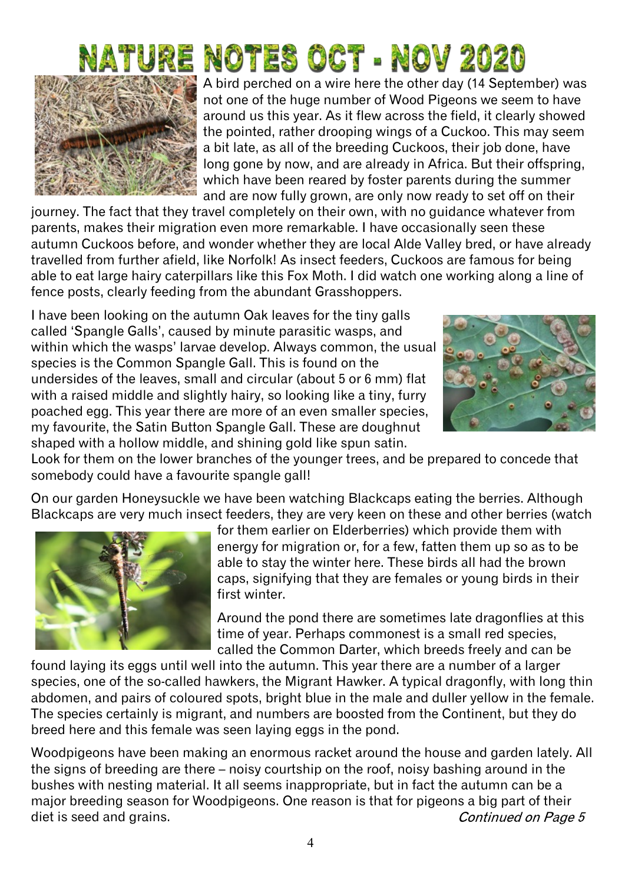# NATURE NOTES OCT - NOV 2020

A bird perched on a wire here the other day (14 September) was not one of the huge number of Wood Pigeons we seem to have around us this year. As it flew across the field, it clearly showed the pointed, rather drooping wings of a Cuckoo. This may seem a bit late, as all of the breeding Cuckoos, their job done, have long gone by now, and are already in Africa. But their offspring, which have been reared by foster parents during the summer and are now fully grown, are only now ready to set off on their journey. The fact that they travel completely on their own, with no guidance whatever from parents, makes their migration even more remarkable. I have occasionally seen these autumn Cuckoos before, and wonder whether they are local Alde Valley bred, or have already travelled from further afield, like Norfolk! As insect feeders, Cuckoos are famous for being able to eat large hairy caterpillars like this Fox Moth. I did watch one working along a line of fence posts, clearly feeding from the abundant Grasshoppers.

I have been looking on the autumn Oak leaves for the tiny galls called 'Spangle Galls', caused by minute parasitic wasps, and within which the wasps' larvae develop. Always common, the usual species is the Common Spangle Gall. This is found on the undersides of the leaves, small and circular (about 5 or 6 mm) flat with a raised middle and slightly hairy, so looking like a tiny, furry poached egg. This year there are more of an even smaller species, my favourite, the Satin Button Spangle Gall. These are doughnut shaped with a hollow middle, and shining gold like spun satin. Look for them on the lower branches of the younger trees, and be prepared to concede that somebody could have a favourite spangle gall!

On our garden Honeysuckle we have been watching Blackcaps eating the berries. Although Blackcaps are very much insect feeders, they are very keen on these and other berries (watch for them earlier on Elderberries) which provide them with energy for migration or, for a few, fatten them up so as to be able to stay the winter here. These birds all had the brown caps, signifying that they are females or young birds in their first winter.

Around the pond there are sometimes late dragonflies at this time of year. Perhaps commonest is a small red species, called the Common Darter, which breeds freely and can be found laying its eggs until well into the autumn. This year there are a number of a larger species, one of the so-called hawkers, the Migrant Hawker. A typical dragonfly, with long thin abdomen, and pairs of coloured spots, bright blue in the male and duller yellow in the female. The species certainly is migrant, and numbers are boosted from the Continent, but they do breed here and this female was seen laying eggs in the pond.

Woodpigeons have been making an enormous racket around the house and garden lately. All the signs of breeding are there – noisy courtship on the roof, noisy bashing around in the bushes with nesting material. It all seems inappropriate, but in fact the autumn can be a major breeding season for Woodpigeons. One reason is that for pigeons a big part of their diet is seed and grains.

*Continued on Page 5*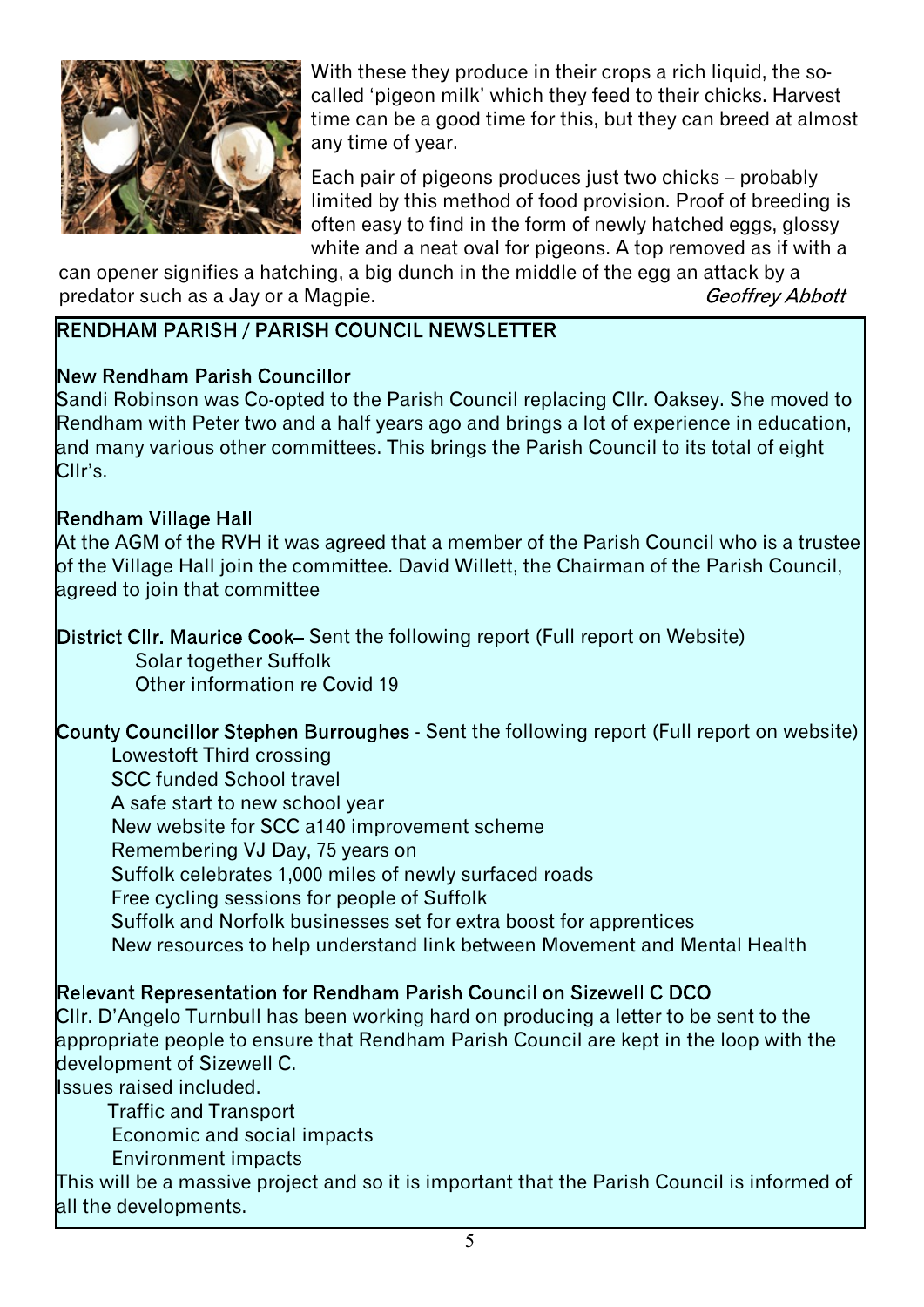With these they produce in their crops a rich liquid, the so-called 'pigeon milk' which they feed to their chicks. Harvest time can be a good time for this, but they can breed at almost any time of year.

Each pair of pigeons produces just two chicks – probably limited by this method of food provision. Proof of breeding is often easy to find in the form of newly hatched eggs, glossy white and a neat oval for pigeons. A top removed as if with a can opener signifies a hatching, a big dunch in the middle of the egg an attack by a predator such as a Jay or a Magpie.

*Geoffrey Abbott*

## RENDHAM PARISH / PARISH COUNCIL NEWSLETTER

### New Rendham Parish Councillor

Sandi Robinson was Co-opted to the Parish Council replacing Cllr. Oaksey. She moved to Rendham with Peter two and a half years ago and brings a lot of experience in education, and many various other committees. This brings the Parish Council to its total of eight Cllr's.

### Rendham Village Hall

At the AGM of the RVH it was agreed that a member of the Parish Council who is a trustee of the Village Hall join the committee. David Willett, the Chairman of the Parish Council, agreed to join that committee

**District Cllr. Maurice Cook**– Sent the following report (Full report on Website)

- Solar together Suffolk
- Other information re Covid 19

**County Councillor Stephen Burroughes** - Sent the following report (Full report on website)

- Lowestoft Third crossing
- SCC funded School travel
- A safe start to new school year
- New website for SCC a140 improvement scheme
- Remembering VJ Day, 75 years on
- Suffolk celebrates 1,000 miles of newly surfaced roads
- Free cycling sessions for people of Suffolk
- Suffolk and Norfolk businesses set for extra boost for apprentices
- New resources to help understand link between Movement and Mental Health

### Relevant Representation for Rendham Parish Council on Sizewell C DCO

Cllr. D'Angelo Turnbull has been working hard on producing a letter to be sent to the appropriate people to ensure that Rendham Parish Council are kept in the loop with the development of Sizewell C.

Issues raised included.

- Traffic and Transport
- Economic and social impacts
- Environment impacts

This will be a massive project and so it is important that the Parish Council is informed of all the developments.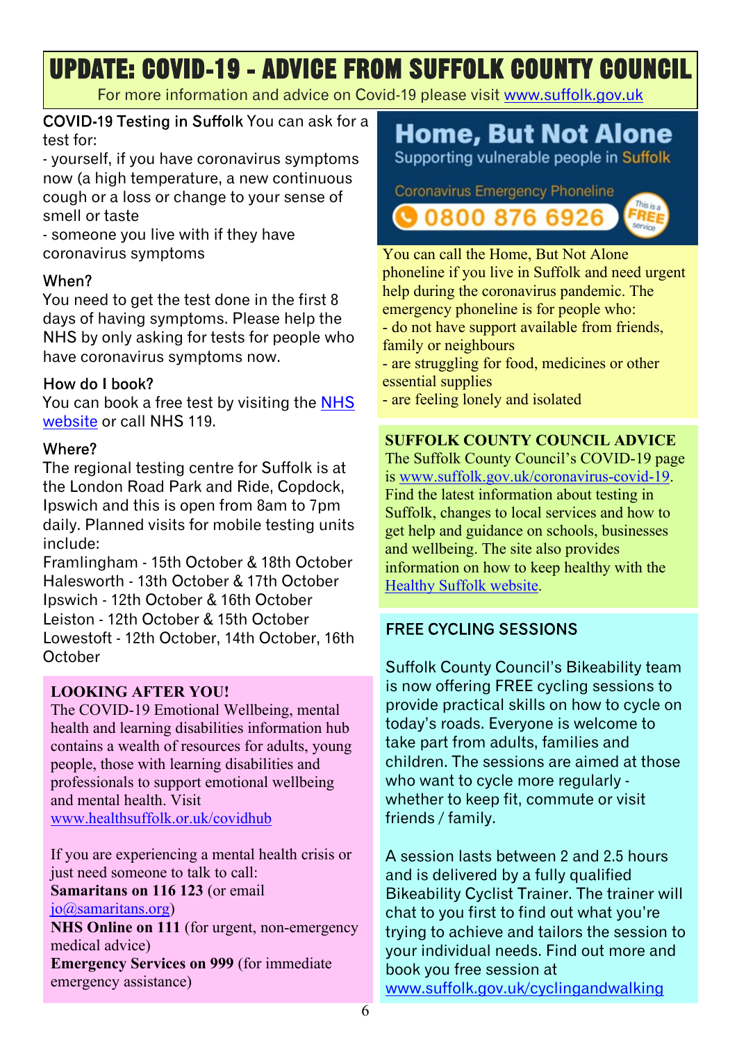# UPDATE: COVID-19 - ADVICE FROM SUFFOLK COUNTY COUNCIL

For more information and advice on Covid-19 please visit [www.suffolk.gov.uk](www.suffolk.gov.uk)

**COVID-19 Testing in Suffolk** You can ask for a test for:

- yourself, if you have coronavirus symptoms now (a high temperature, a new continuous cough or a loss or change to your sense of smell or taste
- someone you live with if they have coronavirus symptoms

**When?**

You need to get the test done in the first 8 days of having symptoms. Please help the NHS by only asking for tests for people who have coronavirus symptoms now.

**How do I book?**

You can book a free test by visiting the NHS website or call NHS 119.

**Where?**

The regional testing centre for Suffolk is at the London Road Park and Ride, Copdock, Ipswich and this is open from 8am to 7pm daily. Planned visits for mobile testing units include:

Framlingham - 15th October & 18th October
Halesworth - 13th October & 17th October
Ipswich - 12th October & 16th October
Leiston - 12th October & 15th October
Lowestoft - 12th October, 14th October, 16th October

**LOOKING AFTER YOU!**

The COVID-19 Emotional Wellbeing, mental health and learning disabilities information hub contains a wealth of resources for adults, young people, those with learning disabilities and professionals to support emotional wellbeing and mental health. Visit www.healthsuffolk.or.uk/covidhub

If you are experiencing a mental health crisis or just need someone to talk to call:

**Samaritans on 116 123** (or email jo@samaritans.org)
**NHS Online on 111** (for urgent, non-emergency medical advice)
**Emergency Services on 999** (for immediate emergency assistance)

## Home, But Not Alone

Supporting vulnerable people in Suffolk

Coronavirus Emergency Phoneline

**0800 876 6926** — This is a FREE service

You can call the Home, But Not Alone phoneline if you live in Suffolk and need urgent help during the coronavirus pandemic. The emergency phoneline is for people who:

- do not have support available from friends, family or neighbours
- are struggling for food, medicines or other essential supplies
- are feeling lonely and isolated

**SUFFOLK COUNTY COUNCIL ADVICE**

The Suffolk County Council's COVID-19 page is www.suffolk.gov.uk/coronavirus-covid-19. Find the latest information about testing in Suffolk, changes to local services and how to get help and guidance on schools, businesses and wellbeing. The site also provides information on how to keep healthy with the Healthy Suffolk website.

**FREE CYCLING SESSIONS**

Suffolk County Council's Bikeability team is now offering FREE cycling sessions to provide practical skills on how to cycle on today's roads. Everyone is welcome to take part from adults, families and children. The sessions are aimed at those who want to cycle more regularly - whether to keep fit, commute or visit friends / family.

A session lasts between 2 and 2.5 hours and is delivered by a fully qualified Bikeability Cyclist Trainer. The trainer will chat to you first to find out what you're trying to achieve and tailors the session to your individual needs. Find out more and book you free session at www.suffolk.gov.uk/cyclingandwalking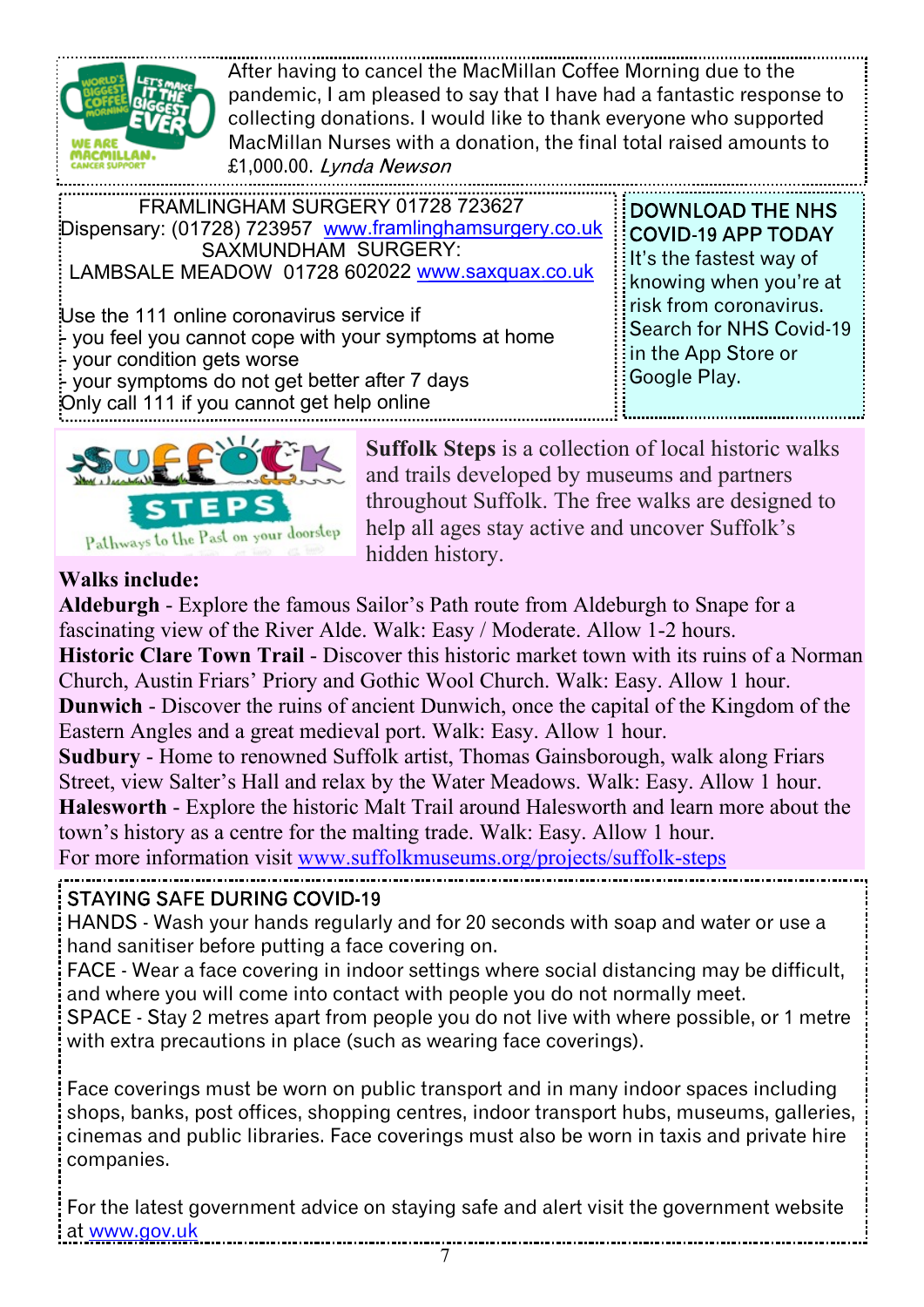After having to cancel the MacMillan Coffee Morning due to the pandemic, I am pleased to say that I have had a fantastic response to collecting donations. I would like to thank everyone who supported MacMillan Nurses with a donation, the final total raised amounts to £1,000.00. *Lynda Newson*

FRAMLINGHAM SURGERY 01728 723627
Dispensary: (01728) 723957 [www.framlinghamsurgery.co.uk](http://www.framlinghamsurgery.co.uk)
SAXMUNDHAM SURGERY:
LAMBSALE MEADOW 01728 602022 [www.saxquax.co.uk](http://www.saxquax.co.uk)

Use the 111 online coronavirus service if
- you feel you cannot cope with your symptoms at home
- your condition gets worse
- your symptoms do not get better after 7 days

Only call 111 if you cannot get help online

**DOWNLOAD THE NHS COVID-19 APP TODAY**
It's the fastest way of knowing when you're at risk from coronavirus. Search for NHS Covid-19 in the App Store or Google Play.

**Suffolk Steps** is a collection of local historic walks and trails developed by museums and partners throughout Suffolk. The free walks are designed to help all ages stay active and uncover Suffolk's hidden history.

**Walks include:**

**Aldeburgh** - Explore the famous Sailor's Path route from Aldeburgh to Snape for a fascinating view of the River Alde. Walk: Easy / Moderate. Allow 1-2 hours.
**Historic Clare Town Trail** - Discover this historic market town with its ruins of a Norman Church, Austin Friars' Priory and Gothic Wool Church. Walk: Easy. Allow 1 hour.
**Dunwich** - Discover the ruins of ancient Dunwich, once the capital of the Kingdom of the Eastern Angles and a great medieval port. Walk: Easy. Allow 1 hour.
**Sudbury** - Home to renowned Suffolk artist, Thomas Gainsborough, walk along Friars Street, view Salter's Hall and relax by the Water Meadows. Walk: Easy. Allow 1 hour.
**Halesworth** - Explore the historic Malt Trail around Halesworth and learn more about the town's history as a centre for the malting trade. Walk: Easy. Allow 1 hour.
For more information visit [www.suffolkmuseums.org/projects/suffolk-steps](http://www.suffolkmuseums.org/projects/suffolk-steps)

**STAYING SAFE DURING COVID-19**

HANDS - Wash your hands regularly and for 20 seconds with soap and water or use a hand sanitiser before putting a face covering on.
FACE - Wear a face covering in indoor settings where social distancing may be difficult, and where you will come into contact with people you do not normally meet.
SPACE - Stay 2 metres apart from people you do not live with where possible, or 1 metre with extra precautions in place (such as wearing face coverings).

Face coverings must be worn on public transport and in many indoor spaces including shops, banks, post offices, shopping centres, indoor transport hubs, museums, galleries, cinemas and public libraries. Face coverings must also be worn in taxis and private hire companies.

For the latest government advice on staying safe and alert visit the government website at [www.gov.uk](http://www.gov.uk)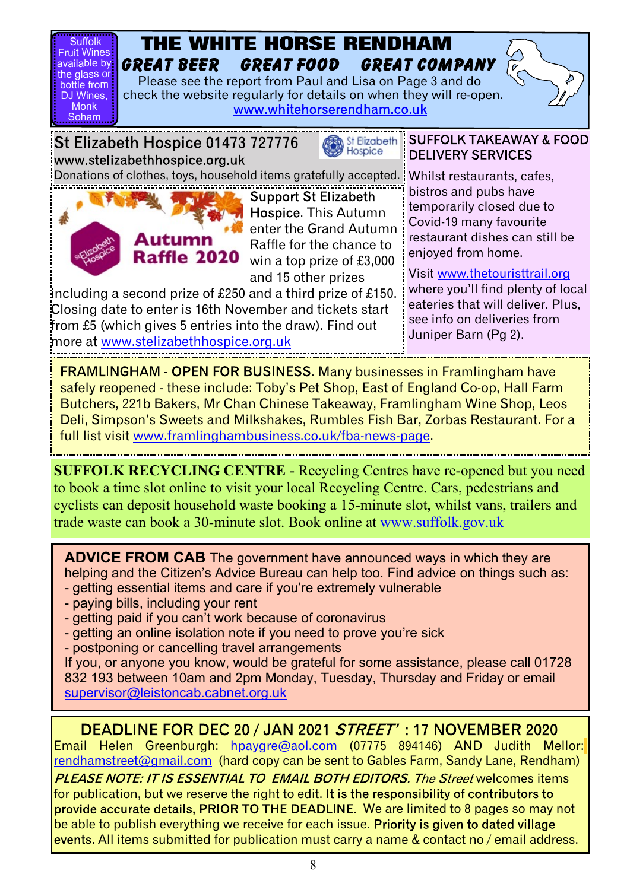Suffolk Fruit Wines available by the glass or bottle from DJ Wines, Monk Soham

# THE WHITE HORSE RENDHAM

***GREAT BEER GREAT FOOD GREAT COMPANY***

Please see the report from Paul and Lisa on Page 3 and do check the website regularly for details on when they will re-open.
www.whitehorserendham.co.uk

## St Elizabeth Hospice 01473 727776

www.stelizabethhospice.org.uk

Donations of clothes, toys, household items gratefully accepted.

Autumn Raffle 2020

**Support St Elizabeth Hospice.** This Autumn enter the Grand Autumn Raffle for the chance to win a top prize of £3,000 and 15 other prizes including a second prize of £250 and a third prize of £150. Closing date to enter is 16th November and tickets start from £5 (which gives 5 entries into the draw). Find out more at www.stelizabethhospice.org.uk

## SUFFOLK TAKEAWAY & FOOD DELIVERY SERVICES

Whilst restaurants, cafes, bistros and pubs have temporarily closed due to Covid-19 many favourite restaurant dishes can still be enjoyed from home.

Visit www.thetouristtrail.org where you'll find plenty of local eateries that will deliver. Plus, see info on deliveries from Juniper Barn (Pg 2).

**FRAMLINGHAM - OPEN FOR BUSINESS**. Many businesses in Framlingham have safely reopened - these include: Toby's Pet Shop, East of England Co-op, Hall Farm Butchers, 221b Bakers, Mr Chan Chinese Takeaway, Framlingham Wine Shop, Leos Deli, Simpson's Sweets and Milkshakes, Rumbles Fish Bar, Zorbas Restaurant. For a full list visit www.framlinghambusiness.co.uk/fba-news-page.

**SUFFOLK RECYCLING CENTRE** - Recycling Centres have re-opened but you need to book a time slot online to visit your local Recycling Centre. Cars, pedestrians and cyclists can deposit household waste booking a 15-minute slot, whilst vans, trailers and trade waste can book a 30-minute slot. Book online at www.suffolk.gov.uk

**ADVICE FROM CAB** The government have announced ways in which they are helping and the Citizen's Advice Bureau can help too. Find advice on things such as:

- getting essential items and care if you're extremely vulnerable
- paying bills, including your rent
- getting paid if you can't work because of coronavirus
- getting an online isolation note if you need to prove you're sick
- postponing or cancelling travel arrangements

If you, or anyone you know, would be grateful for some assistance, please call 01728 832 193 between 10am and 2pm Monday, Tuesday, Thursday and Friday or email supervisor@leistoncab.cabnet.org.uk

## DEADLINE FOR DEC 20 / JAN 2021 *STREET'* : 17 NOVEMBER 2020

Email Helen Greenburgh: hpaygre@aol.com (07775 894146) AND Judith Mellor: rendhamstreet@gmail.com (hard copy can be sent to Gables Farm, Sandy Lane, Rendham)

***PLEASE NOTE: IT IS ESSENTIAL TO EMAIL BOTH EDITORS.*** *The Street* welcomes items for publication, but we reserve the right to edit. **It is the responsibility of contributors to provide accurate details, PRIOR TO THE DEADLINE.** We are limited to 8 pages so may not be able to publish everything we receive for each issue. **Priority is given to dated village events.** All items submitted for publication must carry a name & contact no / email address.